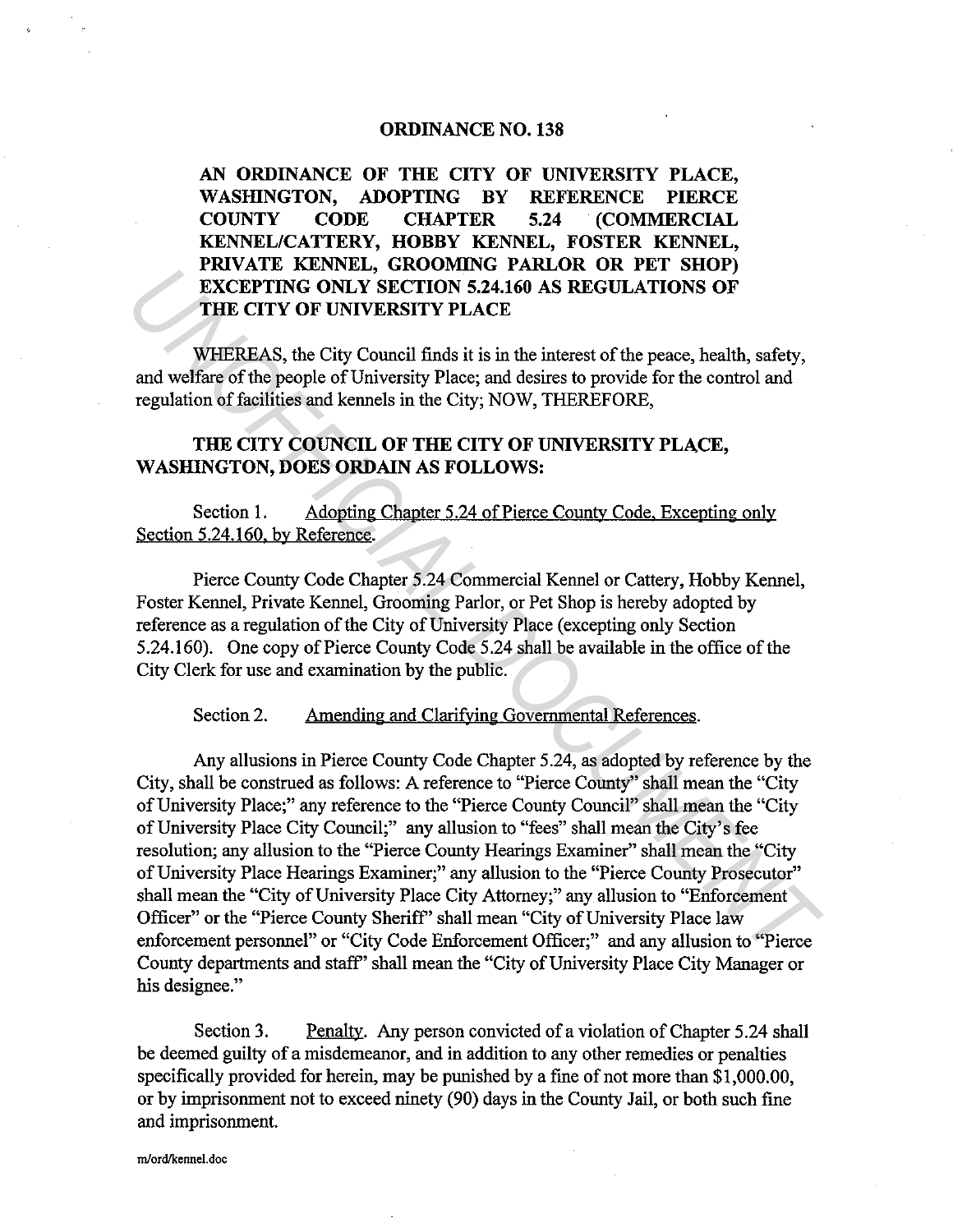# ORDINANCE NO. 138

**AN ORDINANCE OF THE CITY OF UNIVERSITY PLACE, WASHINGTON, ADOPTING BY REFERENCE PIERCE COUNTY CODE CHAPTER 5.24 (COMMERCIAL KENNEL/CATTERY, HOBBY KENNEL, FOSTER KENNEL, PRIVATE KENNEL, GROOMING PARLOR OR PET SHOP) EXCEPTING ONLY SECTION 5.24.160 AS REGULATIONS OF THE CITY OF UNIVERSITY PLACE**

WHEREAS, the City Council finds it is in the interest of the peace, health, safety, and welfare of the people of University Place; and desires to provide for the control and regulation of facilities and kennels in the City; NOW, THEREFORE,

**THE CITY COUNCIL OF THE CITY OF UNIVERSITY PLACE, WASHINGTON, DOES ORDAIN AS FOLLOWS:**

Section 1. Adopting Chapter 5.24 of Pierce County Code, Excepting only Section 5.24.160, by Reference.

Pierce County Code Chapter 5.24 Commercial Kennel or Cattery, Hobby Kennel, Foster Kennel, Private Kennel, Grooming Parlor, or Pet Shop is hereby adopted by reference as a regulation of the City of University Place (excepting only Section 5.24.160). One copy of Pierce County Code 5.24 shall be available in the office of the City Clerk for use and examination by the public.

Section 2. Amending and Clarifying Governmental References.

Any allusions in Pierce County Code Chapter 5.24, as adopted by reference by the City, shall be construed as follows: A reference to "Pierce County" shall mean the "City of University Place;" any reference to the "Pierce County Council" shall mean the "City of University Place City Council;" any allusion to "fees" shall mean the City's fee resolution; any allusion to the "Pierce County Hearings Examiner" shall mean the "City of University Place Hearings Examiner;" any allusion to the "Pierce County Prosecutor" shall mean the "City of University Place City Attorney;" any allusion to "Enforcement Officer" or the "Pierce County Sheriff" shall mean "City of University Place law enforcement personnel" or "City Code Enforcement Officer;" and any allusion to "Pierce County departments and staff" shall mean the "City of University Place City Manager or his designee."

Section 3. Penalty. Any person convicted of a violation of Chapter 5.24 shall be deemed guilty of a misdemeanor, and in addition to any other remedies or penalties specifically provided for herein, may be punished by a fine of not more than $1,000.00, or by imprisonment not to exceed ninety (90) days in the County Jail, or both such fine and imprisonment.

m/ord/kennel.doc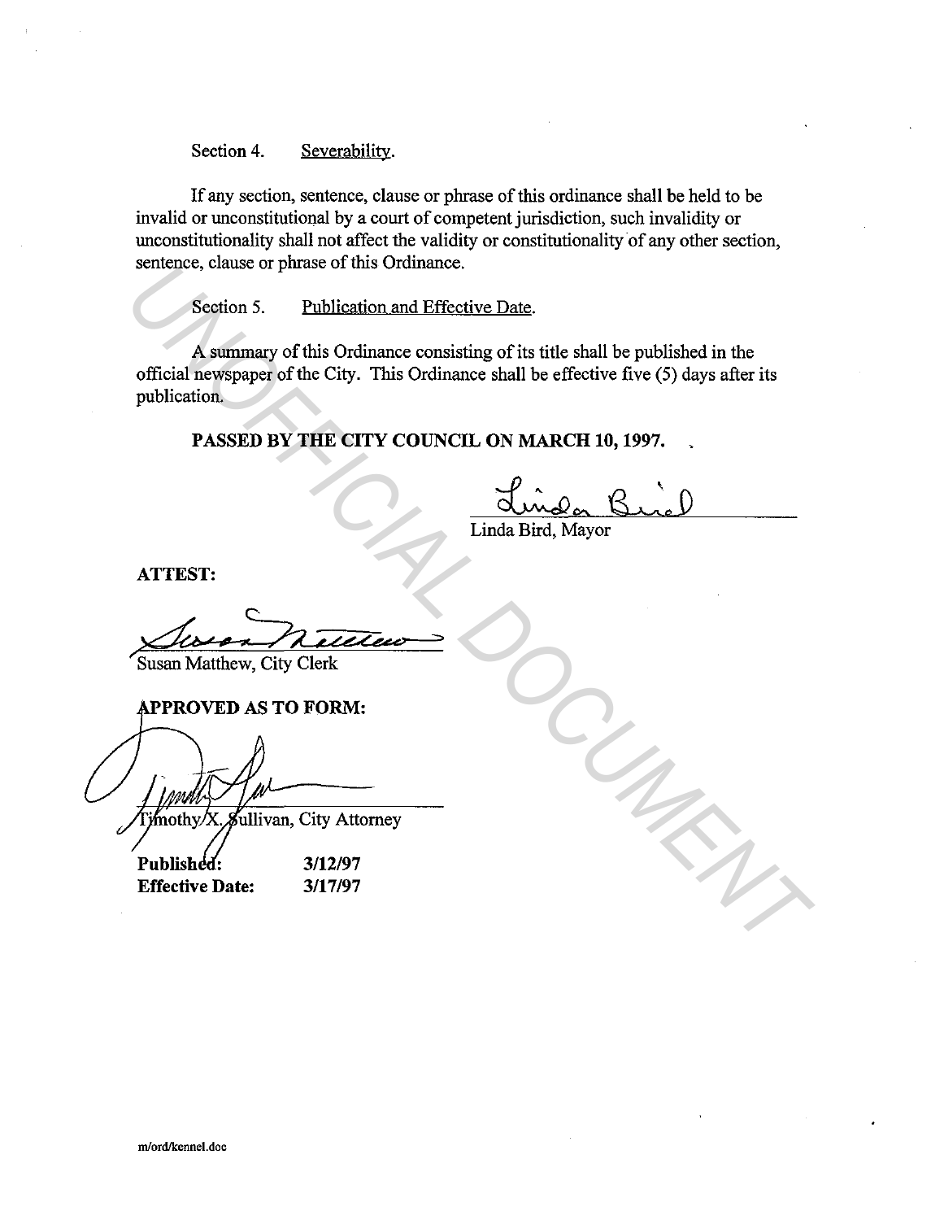Section 4. Severability.

If any section, sentence, clause or phrase of this ordinance shall be held to be invalid or unconstitutional by a court of competent jurisdiction, such invalidity or unconstitutionality shall not affect the validity or constitutionality of any other section, sentence, clause or phrase of this Ordinance.

Section 5. Publication and Effective Date.

A summary of this Ordinance consisting of its title shall be published in the official newspaper of the City. This Ordinance shall be effective five (5) days after its publication.

**PASSED BY THE CITY COUNCIL ON MARCH 10, 1997.**

Linda Bird, Mayor

**ATTEST:**

Susan Matthew, City Clerk

**APPROVED AS TO FORM:**

Timothy X. Sullivan, City Attorney

**Published:** 3/12/97
**Effective Date:** 3/17/97

m/ord/kennel.doc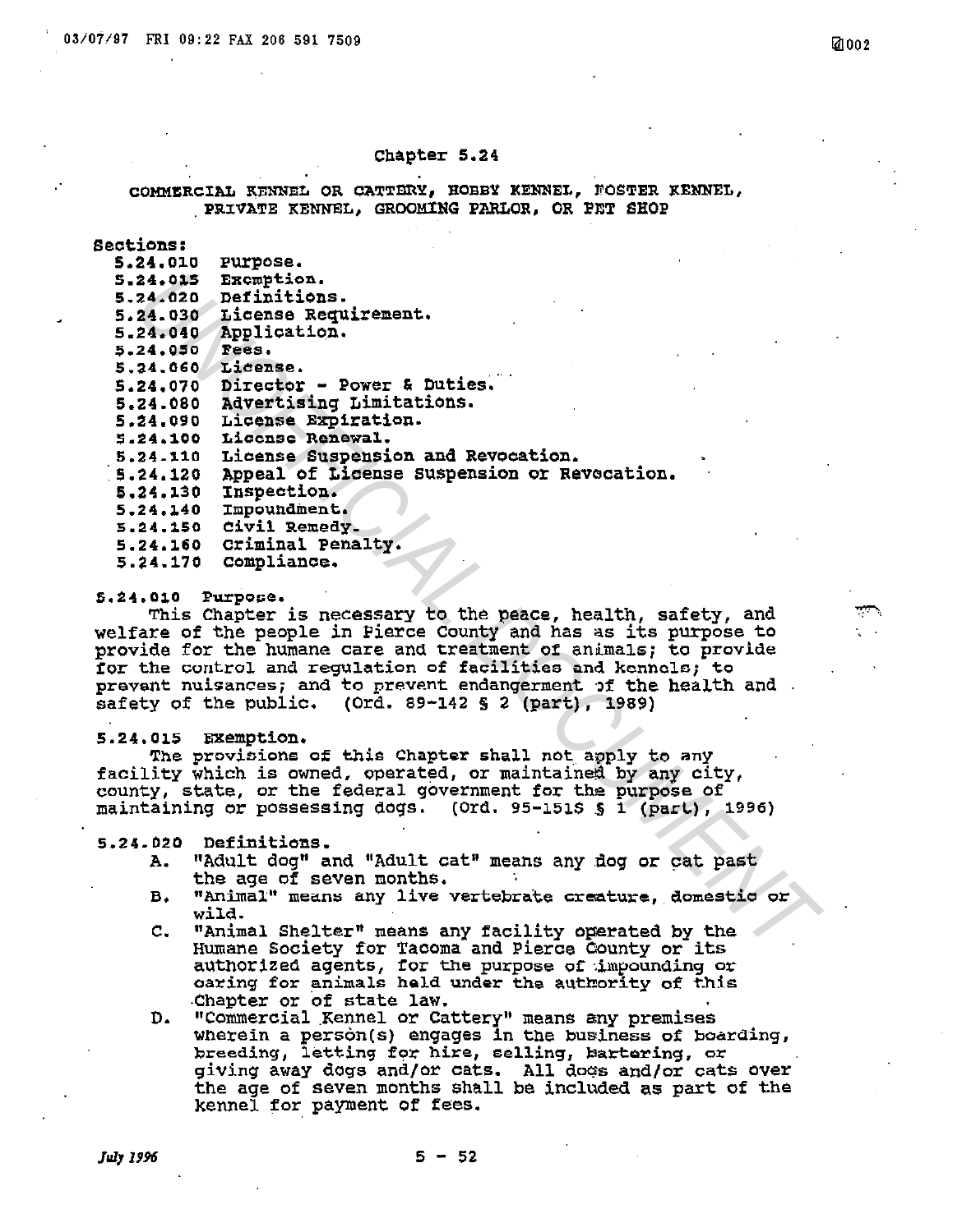# Chapter 5.24

## COMMERCIAL KENNEL OR CATTERY, HOBBY KENNEL, FOSTER KENNEL, PRIVATE KENNEL, GROOMING PARLOR, OR PET SHOP

**Sections:**

- 5.24.010 Purpose.
- 5.24.015 Exemption.
- 5.24.020 Definitions.
- 5.24.030 License Requirement.
- 5.24.040 Application.
- 5.24.050 Fees.
- 5.24.060 License.
- 5.24.070 Director - Power & Duties.
- 5.24.080 Advertising Limitations.
- 5.24.090 License Expiration.
- 5.24.100 License Renewal.
- 5.24.110 License Suspension and Revocation.
- 5.24.120 Appeal of License Suspension or Revocation.
- 5.24.130 Inspection.
- 5.24.140 Impoundment.
- 5.24.150 Civil Remedy.
- 5.24.160 Criminal Penalty.
- 5.24.170 Compliance.

**5.24.010 Purpose.**

This Chapter is necessary to the peace, health, safety, and welfare of the people in Pierce County and has as its purpose to provide for the humane care and treatment of animals; to provide for the control and regulation of facilities and kennels; to prevent nuisances; and to prevent endangerment of the health and safety of the public. (Ord. 89-142 § 2 (part), 1989)

**5.24.015 Exemption.**

The provisions of this Chapter shall not apply to any facility which is owned, operated, or maintained by any city, county, state, or the federal government for the purpose of maintaining or possessing dogs. (Ord. 95-151S § 1 (part), 1996)

**5.24.020 Definitions.**

A. "Adult dog" and "Adult cat" means any dog or cat past the age of seven months.

B. "Animal" means any live vertebrate creature, domestic or wild.

C. "Animal Shelter" means any facility operated by the Humane Society for Tacoma and Pierce County or its authorized agents, for the purpose of impounding or caring for animals held under the authority of this Chapter or of state law.

D. "Commercial Kennel or Cattery" means any premises wherein a person(s) engages in the business of boarding, breeding, letting for hire, selling, bartering, or giving away dogs and/or cats. All dogs and/or cats over the age of seven months shall be included as part of the kennel for payment of fees.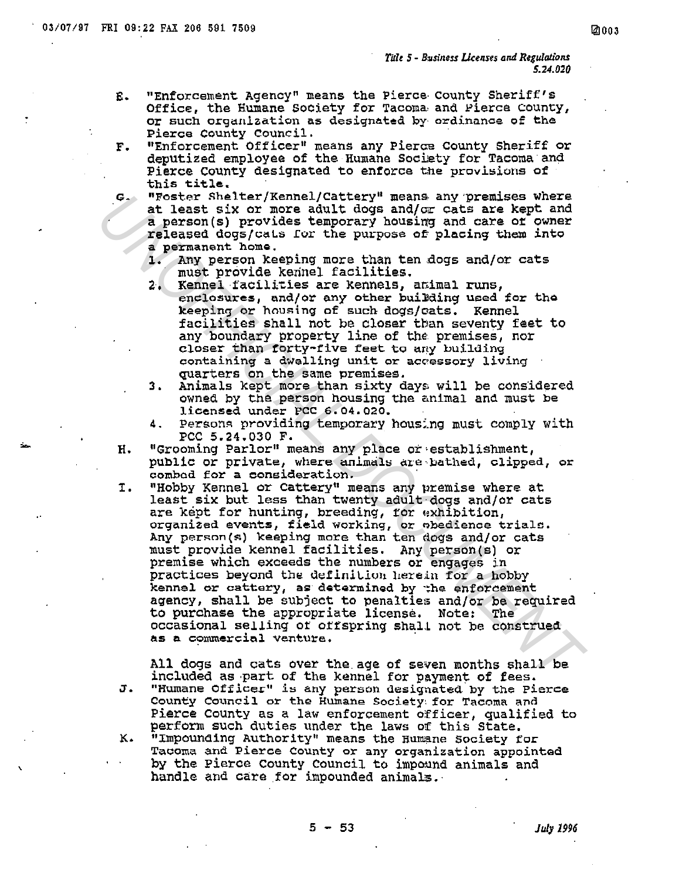E. "Enforcement Agency" means the Pierce County Sheriff's Office, the Humane Society for Tacoma and Pierce County, or such organization as designated by ordinance of the Pierce County Council.

F. "Enforcement Officer" means any Pierce County Sheriff or deputized employee of the Humane Society for Tacoma and Pierce County designated to enforce the provisions of this title.

G. "Foster Shelter/Kennel/Cattery" means any premises where at least six or more adult dogs and/or cats are kept and a person(s) provides temporary housing and care of owner released dogs/cats for the purpose of placing them into a permanent home.
   1. Any person keeping more than ten dogs and/or cats must provide kennel facilities.
   2. Kennel facilities are kennels, animal runs, enclosures, and/or any other building used for the keeping or housing of such dogs/cats. Kennel facilities shall not be closer than seventy feet to any boundary property line of the premises, nor closer than forty-five feet to any building containing a dwelling unit or accessory living quarters on the same premises.
   3. Animals kept more than sixty days will be considered owned by the person housing the animal and must be licensed under PCC 6.04.020.
   4. Persons providing temporary housing must comply with PCC 5.24.030 F.

H. "Grooming Parlor" means any place or establishment, public or private, where animals are bathed, clipped, or combed for a consideration.

I. "Hobby Kennel or Cattery" means any premise where at least six but less than twenty adult dogs and/or cats are kept for hunting, breeding, for exhibition, organized events, field working, or obedience trials. Any person(s) keeping more than ten dogs and/or cats must provide kennel facilities. Any person(s) or premise which exceeds the numbers or engages in practices beyond the definition herein for a hobby kennel or cattery, as determined by the enforcement agency, shall be subject to penalties and/or be required to purchase the appropriate license. Note: The occasional selling of offspring shall not be construed as a commercial venture.

   All dogs and cats over the age of seven months shall be included as part of the kennel for payment of fees.

J. "Humane Officer" is any person designated by the Pierce County Council or the Humane Society for Tacoma and Pierce County as a law enforcement officer, qualified to perform such duties under the laws of this State.

K. "Impounding Authority" means the Humane Society for Tacoma and Pierce County or any organization appointed by the Pierce County Council to impound animals and handle and care for impounded animals.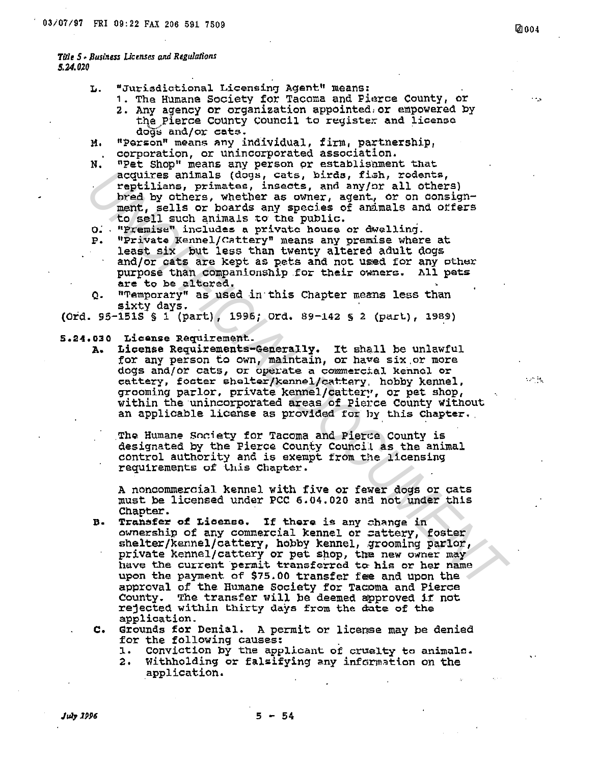L. "Jurisdictional Licensing Agent" means:
   1. The Humane Society for Tacoma and Pierce County, or
   2. Any agency or organization appointed or empowered by the Pierce County Council to register and license dogs and/or cats.

M. "Person" means any individual, firm, partnership, corporation, or unincorporated association.

N. "Pet Shop" means any person or establishment that acquires animals (dogs, cats, birds, fish, rodents, reptilians, primates, insects, and any/or all others) bred by others, whether as owner, agent, or on consignment, sells or boards any species of animals and offers to sell such animals to the public.

O. "Premise" includes a private house or dwelling.

P. "Private Kennel/Cattery" means any premise where at least six but less than twenty altered adult dogs and/or cats are kept as pets and not used for any other purpose than companionship for their owners. All pets are to be altered.

Q. "Temporary" as used in this Chapter means less than sixty days.

(Ord. 95-151S § 1 (part), 1996; Ord. 89-142 § 2 (part), 1989)

**5.24.030 License Requirement.**

A. **License Requirements-Generally.** It shall be unlawful for any person to own, maintain, or have six or more dogs and/or cats, or operate a commercial kennel or cattery, foster shelter/kennel/cattery, hobby kennel, grooming parlor, private kennel/cattery, or pet shop, within the unincorporated areas of Pierce County without an applicable license as provided for by this Chapter.

   The Humane Society for Tacoma and Pierce County is designated by the Pierce County Council as the animal control authority and is exempt from the licensing requirements of this Chapter.

   A noncommercial kennel with five or fewer dogs or cats must be licensed under PCC 6.04.020 and not under this Chapter.

B. **Transfer of License.** If there is any change in ownership of any commercial kennel or cattery, foster shelter/kennel/cattery, hobby kennel, grooming parlor, private kennel/cattery or pet shop, the new owner may have the current permit transferred to his or her name upon the payment of $75.00 transfer fee and upon the approval of the Humane Society for Tacoma and Pierce County. The transfer will be deemed approved if not rejected within thirty days from the date of the application.

C. Grounds for Denial. A permit or license may be denied for the following causes:
   1. Conviction by the applicant of cruelty to animals.
   2. Withholding or falsifying any information on the application.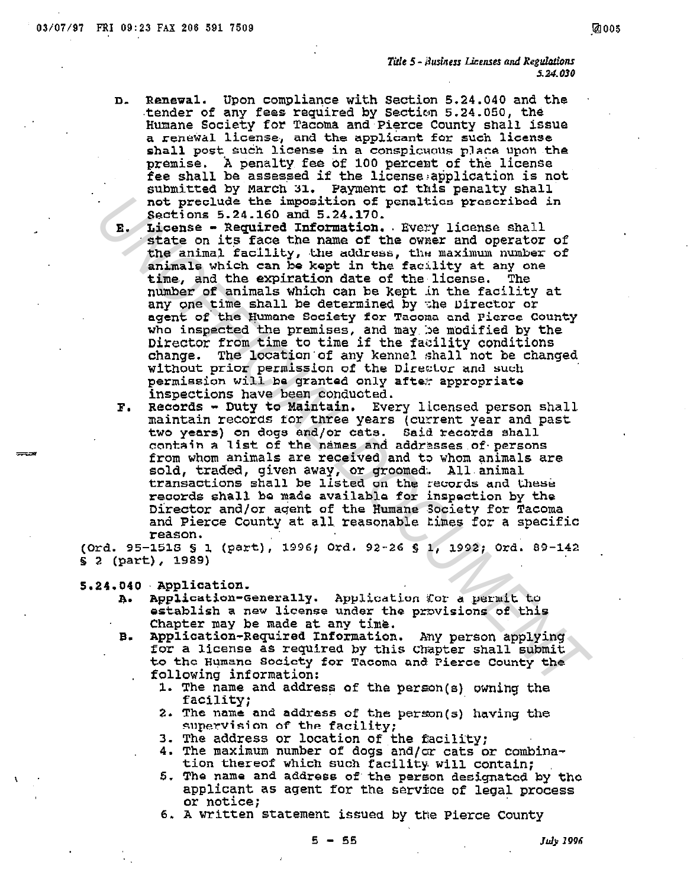D. **Renewal.** Upon compliance with Section 5.24.040 and the tender of any fees required by Section 5.24.050, the Humane Society for Tacoma and Pierce County shall issue a renewal license, and the applicant for such license shall post such license in a conspicuous place upon the premise. A penalty fee of 100 percent of the license fee shall be assessed if the license application is not submitted by March 31. Payment of this penalty shall not preclude the imposition of penalties prescribed in Sections 5.24.160 and 5.24.170.

E. **License - Required Information.** Every license shall state on its face the name of the owner and operator of the animal facility, the address, the maximum number of animals which can be kept in the facility at any one time, and the expiration date of the license. The number of animals which can be kept in the facility at any one time shall be determined by the Director or agent of the Humane Society for Tacoma and Pierce County who inspected the premises, and may be modified by the Director from time to time if the facility conditions change. The location of any kennel shall not be changed without prior permission of the Director and such permission will be granted only after appropriate inspections have been conducted.

F. **Records - Duty to Maintain.** Every licensed person shall maintain records for three years (current year and past two years) on dogs and/or cats. Said records shall contain a list of the names and addresses of persons from whom animals are received and to whom animals are sold, traded, given away, or groomed. All animal transactions shall be listed on the records and these records shall be made available for inspection by the Director and/or agent of the Humane Society for Tacoma and Pierce County at all reasonable times for a specific reason.

(Ord. 95-151S § 1 (part), 1996; Ord. 92-26 § 1, 1992; Ord. 89-142 § 2 (part), 1989)

**5.24.040 Application.**

A. **Application-Generally.** Application for a permit to establish a new license under the provisions of this Chapter may be made at any time.

B. **Application-Required Information.** Any person applying for a license as required by this Chapter shall submit to the Humane Society for Tacoma and Pierce County the following information:

1. The name and address of the person(s) owning the facility;
2. The name and address of the person(s) having the supervision of the facility;
3. The address or location of the facility;
4. The maximum number of dogs and/or cats or combination thereof which such facility will contain;
5. The name and address of the person designated by the applicant as agent for the service of legal process or notice;
6. A written statement issued by the Pierce County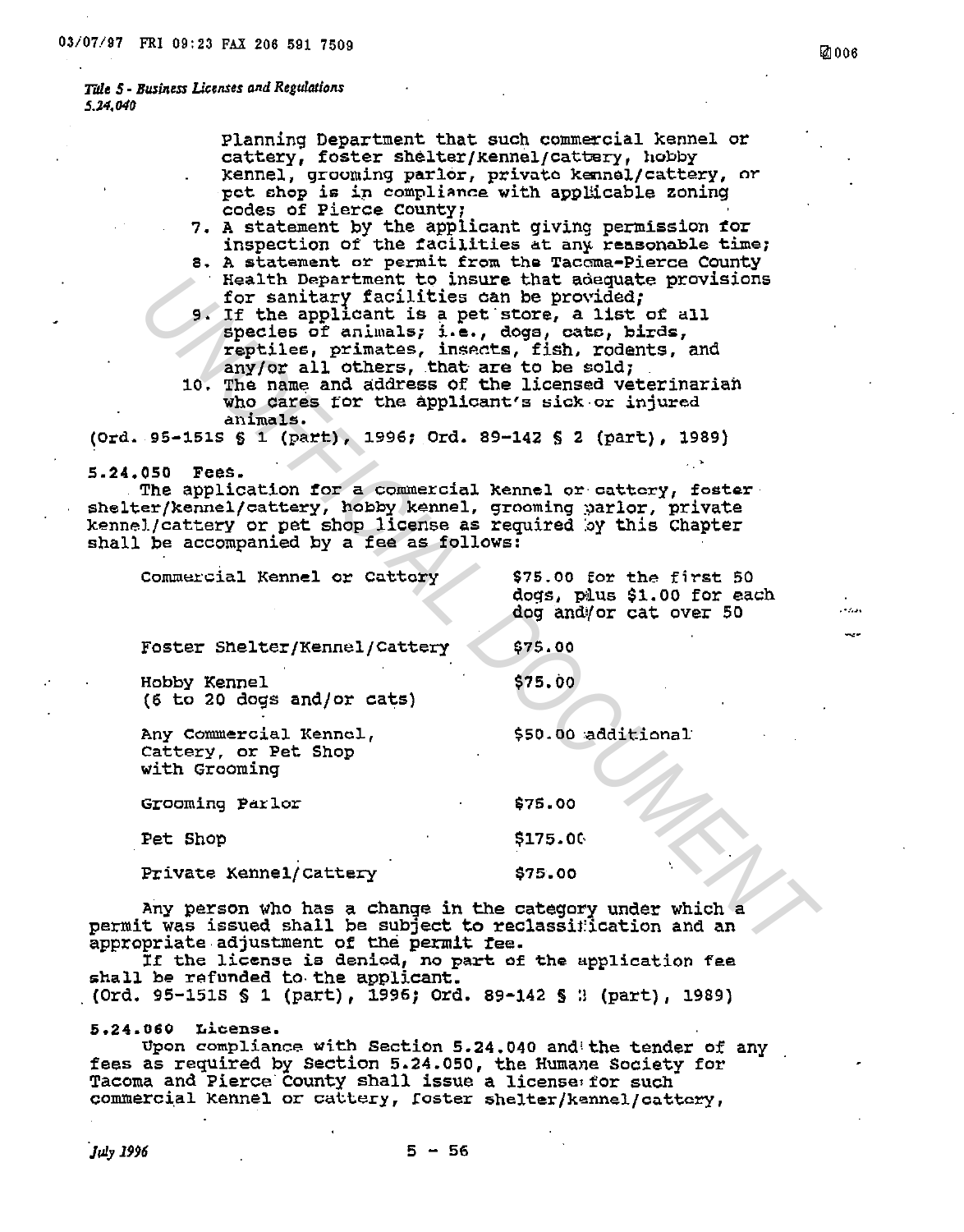Planning Department that such commercial kennel or cattery, foster shelter/kennel/cattery, hobby kennel, grooming parlor, private kennel/cattery, or pet shop is in compliance with applicable zoning codes of Pierce County;

7. A statement by the applicant giving permission for inspection of the facilities at any reasonable time;
8. A statement or permit from the Tacoma-Pierce County Health Department to insure that adequate provisions for sanitary facilities can be provided;
9. If the applicant is a pet store, a list of all species of animals; i.e., dogs, cats, birds, reptiles, primates, insects, fish, rodents, and any/or all others, that are to be sold;
10. The name and address of the licensed veterinarian who cares for the applicant's sick or injured animals.

(Ord. 95-151S § 1 (part), 1996; Ord. 89-142 § 2 (part), 1989)

**5.24.050 Fees.**

The application for a commercial kennel or cattery, foster shelter/kennel/cattery, hobby kennel, grooming parlor, private kennel/cattery or pet shop license as required by this Chapter shall be accompanied by a fee as follows:

| | |
|---|---|
| Commercial Kennel or Cattery | $75.00 for the first 50 dogs, plus $1.00 for each dog and/or cat over 50 |
| Foster Shelter/Kennel/Cattery | $75.00 |
| Hobby Kennel (6 to 20 dogs and/or cats) | $75.00 |
| Any Commercial Kennel, Cattery, or Pet Shop with Grooming | $50.00 additional |
| Grooming Parlor | $75.00 |
| Pet Shop | $175.00 |
| Private Kennel/Cattery | $75.00 |

Any person who has a change in the category under which a permit was issued shall be subject to reclassification and an appropriate adjustment of the permit fee.

If the license is denied, no part of the application fee shall be refunded to the applicant.

(Ord. 95-151S § 1 (part), 1996; Ord. 89-142 § 3 (part), 1989)

**5.24.060 License.**

Upon compliance with Section 5.24.040 and the tender of any fees as required by Section 5.24.050, the Humane Society for Tacoma and Pierce County shall issue a license for such commercial kennel or cattery, foster shelter/kennel/cattery,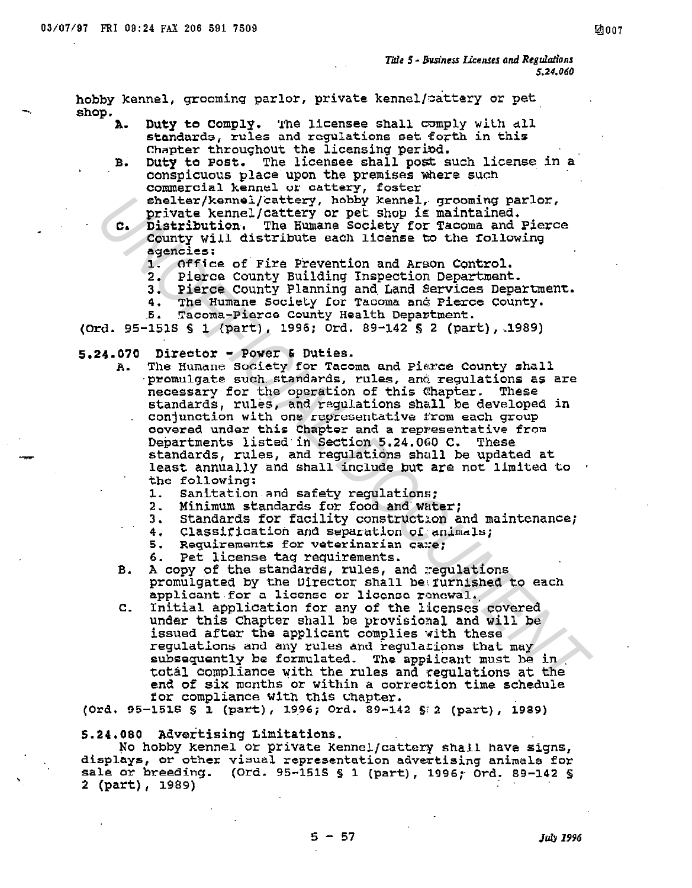hobby kennel, grooming parlor, private kennel/cattery or pet shop.

A. **Duty to Comply.** The licensee shall comply with all standards, rules and regulations set forth in this Chapter throughout the licensing period.

B. **Duty to Post.** The licensee shall post such license in a conspicuous place upon the premises where such commercial kennel or cattery, foster shelter/kennel/cattery, hobby kennel, grooming parlor, private kennel/cattery or pet shop is maintained.

C. **Distribution.** The Humane Society for Tacoma and Pierce County will distribute each license to the following agencies:

1. Office of Fire Prevention and Arson Control.
2. Pierce County Building Inspection Department.
3. Pierce County Planning and Land Services Department.
4. The Humane Society for Tacoma and Pierce County.
5. Tacoma-Pierce County Health Department.

(Ord. 95-151S § 1 (part), 1996; Ord. 89-142 § 2 (part), 1989)

**5.24.070 Director - Power & Duties.**

A. The Humane Society for Tacoma and Pierce County shall promulgate such standards, rules, and regulations as are necessary for the operation of this Chapter. These standards, rules, and regulations shall be developed in conjunction with one representative from each group covered under this Chapter and a representative from Departments listed in Section 5.24.060 C. These standards, rules, and regulations shall be updated at least annually and shall include but are not limited to the following:

1. Sanitation and safety regulations;
2. Minimum standards for food and water;
3. Standards for facility construction and maintenance;
4. Classification and separation of animals;
5. Requirements for veterinarian care;
6. Pet license tag requirements.

B. A copy of the standards, rules, and regulations promulgated by the Director shall be furnished to each applicant for a license or license renewal.

C. Initial application for any of the licenses covered under this Chapter shall be provisional and will be issued after the applicant complies with these regulations and any rules and regulations that may subsequently be formulated. The applicant must be in total compliance with the rules and regulations at the end of six months or within a correction time schedule for compliance with this Chapter.

(Ord. 95-151S § 1 (part), 1996; Ord. 89-142 § 2 (part), 1989)

**5.24.080 Advertising Limitations.**

No hobby kennel or private kennel/cattery shall have signs, displays, or other visual representation advertising animals for sale or breeding. (Ord. 95-151S § 1 (part), 1996; Ord. 89-142 § 2 (part), 1989)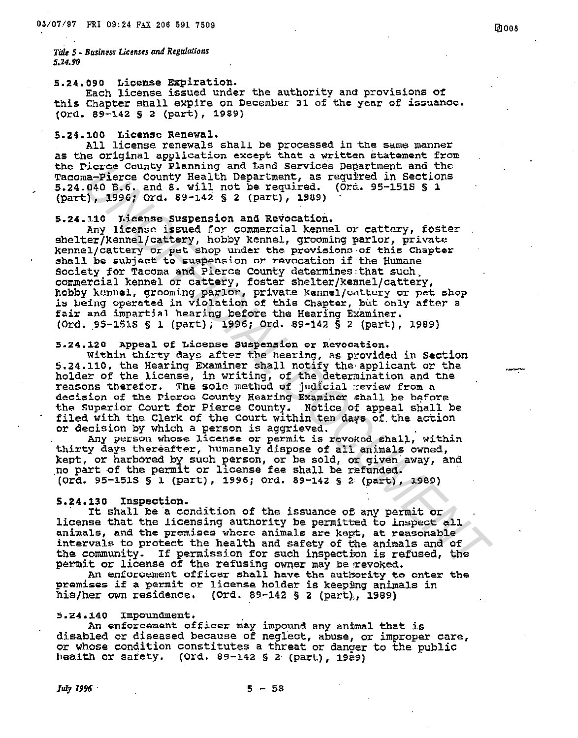### 5.24.090 License Expiration.

Each license issued under the authority and provisions of this Chapter shall expire on December 31 of the year of issuance. (Ord. 89-142 § 2 (part), 1989)

### 5.24.100 License Renewal.

All license renewals shall be processed in the same manner as the original application except that a written statement from the Pierce County Planning and Land Services Department and the Tacoma-Pierce County Health Department, as required in Sections 5.24.040 B.6. and 8. will not be required. (Ord. 95-151S § 1 (part), 1996; Ord. 89-142 § 2 (part), 1989)

### 5.24.110 License Suspension and Revocation.

Any license issued for commercial kennel or cattery, foster shelter/kennel/cattery, hobby kennel, grooming parlor, private kennel/cattery or pet shop under the provisions of this Chapter shall be subject to suspension or revocation if the Humane Society for Tacoma and Pierce County determines that such commercial kennel or cattery, foster shelter/kennel/cattery, hobby kennel, grooming parlor, private kennel/cattery or pet shop is being operated in violation of this Chapter, but only after a fair and impartial hearing before the Hearing Examiner. (Ord. 95-151S § 1 (part), 1996; Ord. 89-142 § 2 (part), 1989)

### 5.24.120 Appeal of License Suspension or Revocation.

Within thirty days after the hearing, as provided in Section 5.24.110, the Hearing Examiner shall notify the applicant or the holder of the license, in writing, of the determination and the reasons therefor. The sole method of judicial review from a decision of the Pierce County Hearing Examiner shall be before the Superior Court for Pierce County. Notice of appeal shall be filed with the Clerk of the Court within ten days of the action or decision by which a person is aggrieved.

Any person whose license or permit is revoked shall, within thirty days thereafter, humanely dispose of all animals owned, kept, or harbored by such person, or be sold, or given away, and no part of the permit or license fee shall be refunded. (Ord. 95-151S § 1 (part), 1996; Ord. 89-142 § 2 (part), 1989)

### 5.24.130 Inspection.

It shall be a condition of the issuance of any permit or license that the licensing authority be permitted to inspect all animals, and the premises where animals are kept, at reasonable intervals to protect the health and safety of the animals and of the community. If permission for such inspection is refused, the permit or license of the refusing owner may be revoked.

An enforcement officer shall have the authority to enter the premises if a permit or license holder is keeping animals in his/her own residence. (Ord. 89-142 § 2 (part), 1989)

### 5.24.140 Impoundment.

An enforcement officer may impound any animal that is disabled or diseased because of neglect, abuse, or improper care, or whose condition constitutes a threat or danger to the public health or safety. (Ord. 89-142 § 2 (part), 1989)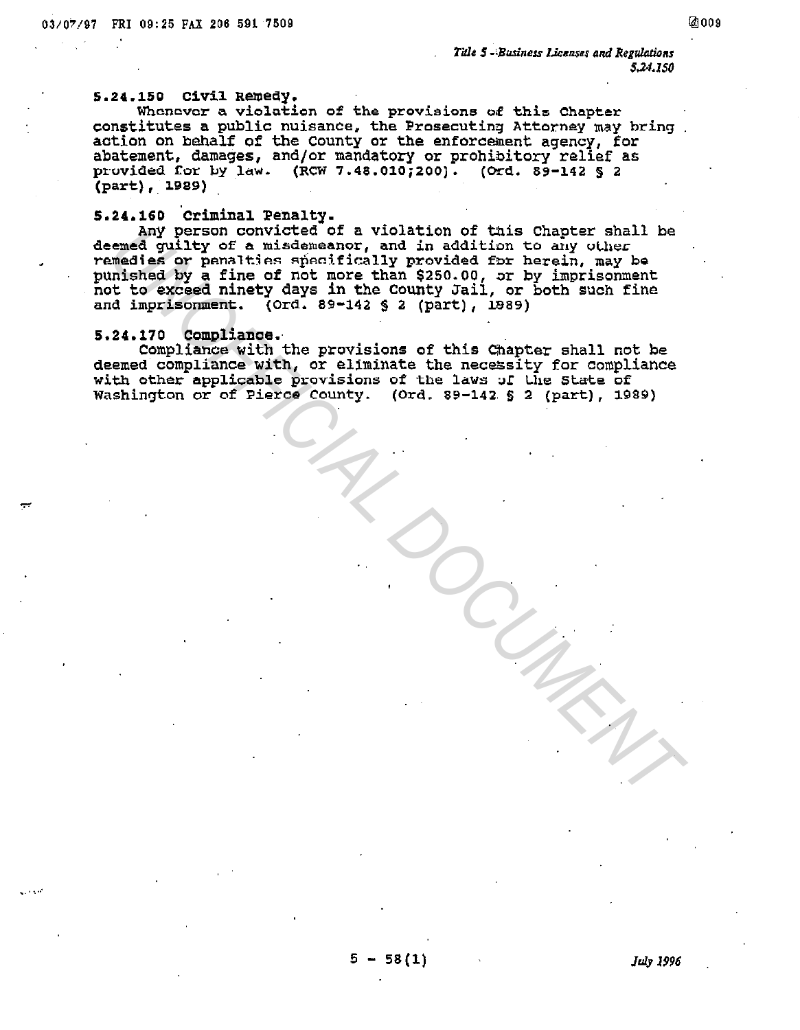### 5.24.150 Civil Remedy.

Whenever a violation of the provisions of this Chapter constitutes a public nuisance, the Prosecuting Attorney may bring action on behalf of the County or the enforcement agency, for abatement, damages, and/or mandatory or prohibitory relief as provided for by law. (RCW 7.48.010;200). (Ord. 89-142 § 2 (part), 1989)

### 5.24.160 Criminal Penalty.

Any person convicted of a violation of this Chapter shall be deemed guilty of a misdemeanor, and in addition to any other remedies or penalties specifically provided for herein, may be punished by a fine of not more than $250.00, or by imprisonment not to exceed ninety days in the County Jail, or both such fine and imprisonment. (Ord. 89-142 § 2 (part), 1989)

### 5.24.170 Compliance.

Compliance with the provisions of this Chapter shall not be deemed compliance with, or eliminate the necessity for compliance with other applicable provisions of the laws of the State of Washington or of Pierce County. (Ord. 89-142 § 2 (part), 1989)